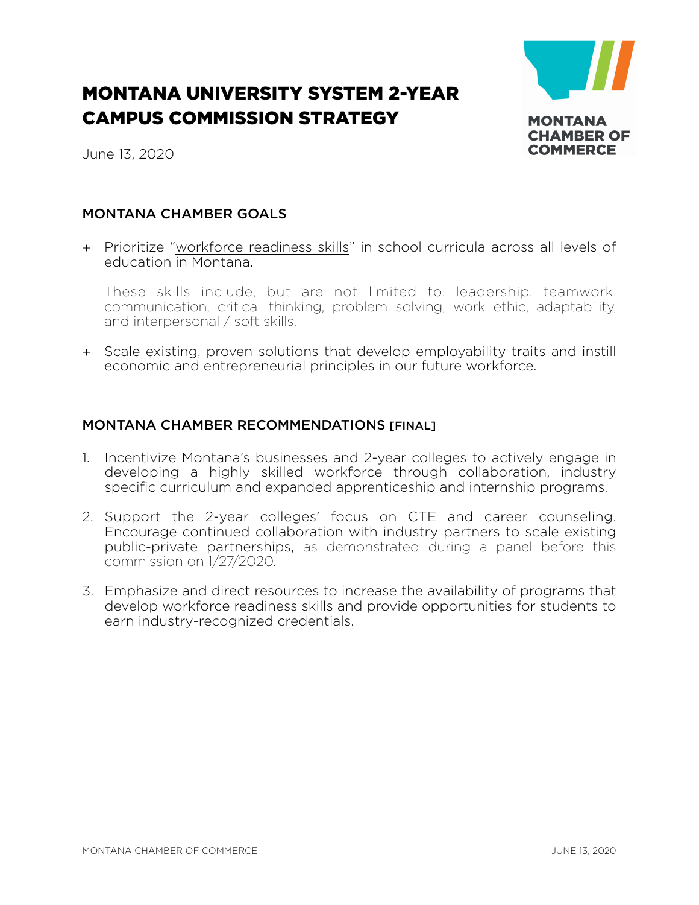# MONTANA UNIVERSITY SYSTEM 2-YEAR CAMPUS COMMISSION STRATEGY

MONTANA CHAMBER OF COMMERCE

June 13, 2020

## MONTANA CHAMBER GOALS

+ Prioritize "workforce readiness skills" in school curricula across all levels of education in Montana.

  These skills include, but are not limited to, leadership, teamwork, communication, critical thinking, problem solving, work ethic, adaptability, and interpersonal / soft skills.

+ Scale existing, proven solutions that develop employability traits and instill economic and entrepreneurial principles in our future workforce.

## MONTANA CHAMBER RECOMMENDATIONS [FINAL]

1. Incentivize Montana's businesses and 2-year colleges to actively engage in developing a highly skilled workforce through collaboration, industry specific curriculum and expanded apprenticeship and internship programs.

2. Support the 2-year colleges' focus on CTE and career counseling. Encourage continued collaboration with industry partners to scale existing public-private partnerships, as demonstrated during a panel before this commission on 1/27/2020.

3. Emphasize and direct resources to increase the availability of programs that develop workforce readiness skills and provide opportunities for students to earn industry-recognized credentials.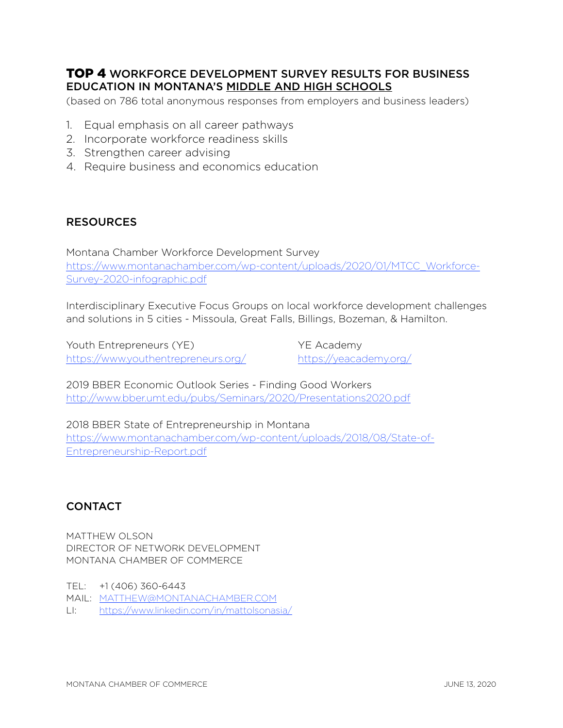## **TOP 4** WORKFORCE DEVELOPMENT SURVEY RESULTS FOR BUSINESS EDUCATION IN MONTANA'S MIDDLE AND HIGH SCHOOLS

(based on 786 total anonymous responses from employers and business leaders)

1. Equal emphasis on all career pathways
2. Incorporate workforce readiness skills
3. Strengthen career advising
4. Require business and economics education

## RESOURCES

Montana Chamber Workforce Development Survey
https://www.montanachamber.com/wp-content/uploads/2020/01/MTCC_Workforce-Survey-2020-infographic.pdf

Interdisciplinary Executive Focus Groups on local workforce development challenges and solutions in 5 cities - Missoula, Great Falls, Billings, Bozeman, & Hamilton.

Youth Entrepreneurs (YE)
https://www.youthentrepreneurs.org/

YE Academy
https://yeacademy.org/

2019 BBER Economic Outlook Series - Finding Good Workers
http://www.bber.umt.edu/pubs/Seminars/2020/Presentations2020.pdf

2018 BBER State of Entrepreneurship in Montana
https://www.montanachamber.com/wp-content/uploads/2018/08/State-of-Entrepreneurship-Report.pdf

## CONTACT

MATTHEW OLSON
DIRECTOR OF NETWORK DEVELOPMENT
MONTANA CHAMBER OF COMMERCE

TEL: +1 (406) 360-6443
MAIL: MATTHEW@MONTANACHAMBER.COM
LI: https://www.linkedin.com/in/mattolsonasia/

MONTANA CHAMBER OF COMMERCE

JUNE 13, 2020